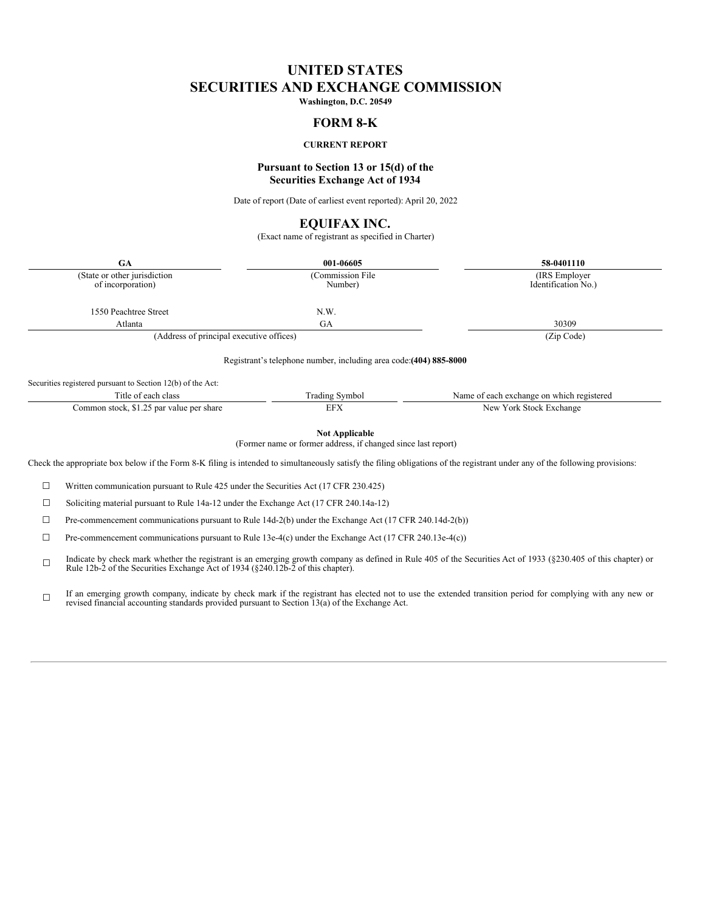# UNITED STATES
# SECURITIES AND EXCHANGE COMMISSION

**Washington, D.C. 20549**

## FORM 8-K

**CURRENT REPORT**

**Pursuant to Section 13 or 15(d) of the Securities Exchange Act of 1934**

Date of report (Date of earliest event reported): April 20, 2022

## EQUIFAX INC.

(Exact name of registrant as specified in Charter)

| GA | 001-06605 | 58-0401110 |
|---|---|---|
| (State or other jurisdiction of incorporation) | (Commission File Number) | (IRS Employer Identification No.) |

| 1550 Peachtree Street | N.W. | |
|---|---|---|
| Atlanta | GA | 30309 |
| (Address of principal executive offices) | | (Zip Code) |

Registrant's telephone number, including area code:**(404) 885-8000**

Securities registered pursuant to Section 12(b) of the Act:

| Title of each class | Trading Symbol | Name of each exchange on which registered |
|---|---|---|
| Common stock, $1.25 par value per share | EFX | New York Stock Exchange |

**Not Applicable**

(Former name or former address, if changed since last report)

Check the appropriate box below if the Form 8-K filing is intended to simultaneously satisfy the filing obligations of the registrant under any of the following provisions:

☐ Written communication pursuant to Rule 425 under the Securities Act (17 CFR 230.425)

☐ Soliciting material pursuant to Rule 14a-12 under the Exchange Act (17 CFR 240.14a-12)

☐ Pre-commencement communications pursuant to Rule 14d-2(b) under the Exchange Act (17 CFR 240.14d-2(b))

☐ Pre-commencement communications pursuant to Rule 13e-4(c) under the Exchange Act (17 CFR 240.13e-4(c))

☐ Indicate by check mark whether the registrant is an emerging growth company as defined in Rule 405 of the Securities Act of 1933 (§230.405 of this chapter) or Rule 12b-2 of the Securities Exchange Act of 1934 (§240.12b-2 of this chapter).

☐ If an emerging growth company, indicate by check mark if the registrant has elected not to use the extended transition period for complying with any new or revised financial accounting standards provided pursuant to Section 13(a) of the Exchange Act.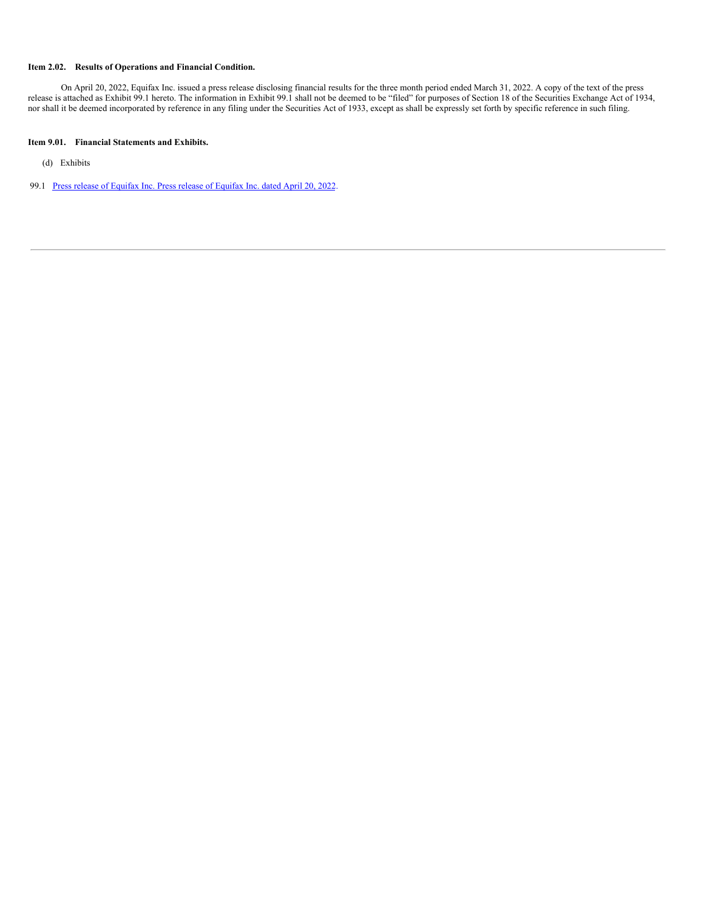**Item 2.02. Results of Operations and Financial Condition.**

On April 20, 2022, Equifax Inc. issued a press release disclosing financial results for the three month period ended March 31, 2022. A copy of the text of the press release is attached as Exhibit 99.1 hereto. The information in Exhibit 99.1 shall not be deemed to be "filed" for purposes of Section 18 of the Securities Exchange Act of 1934, nor shall it be deemed incorporated by reference in any filing under the Securities Act of 1933, except as shall be expressly set forth by specific reference in such filing.

**Item 9.01. Financial Statements and Exhibits.**

(d) Exhibits

99.1 Press release of Equifax Inc. Press release of Equifax Inc. dated April 20, 2022.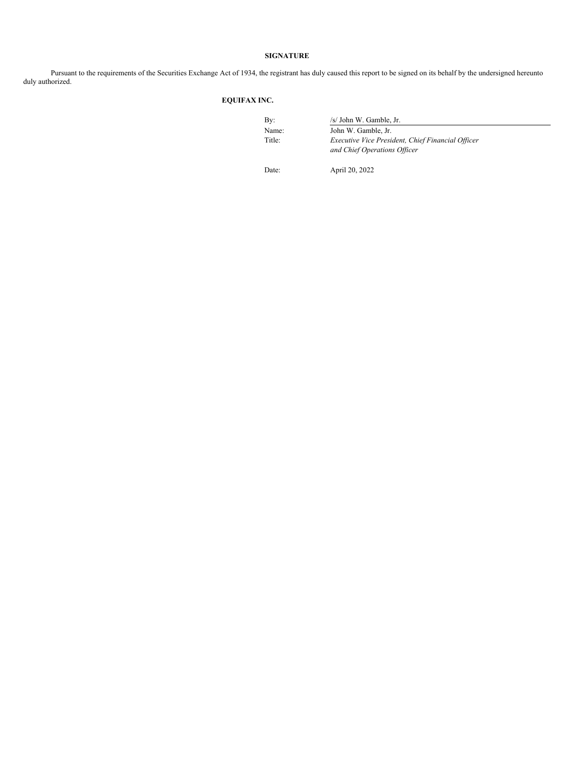## SIGNATURE

Pursuant to the requirements of the Securities Exchange Act of 1934, the registrant has duly caused this report to be signed on its behalf by the undersigned hereunto duly authorized.

**EQUIFAX INC.**

| | |
|---|---|
| By: | /s/ John W. Gamble, Jr. |
| Name: | John W. Gamble, Jr. |
| Title: | *Executive Vice President, Chief Financial Officer and Chief Operations Officer* |
| Date: | April 20, 2022 |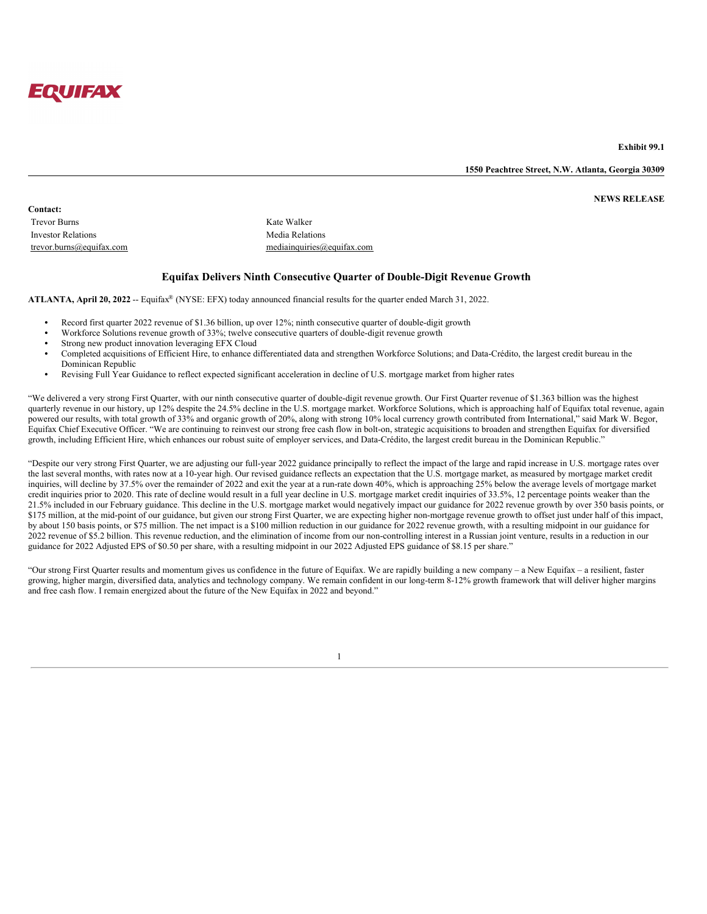**EQUIFAX**

**Exhibit 99.1**

**1550 Peachtree Street, N.W. Atlanta, Georgia 30309**

**NEWS RELEASE**

**Contact:**

| Trevor Burns | Kate Walker |
|---|---|
| Investor Relations | Media Relations |
| trevor.burns@equifax.com | mediainquiries@equifax.com |

## Equifax Delivers Ninth Consecutive Quarter of Double-Digit Revenue Growth

**ATLANTA, April 20, 2022** -- Equifax® (NYSE: EFX) today announced financial results for the quarter ended March 31, 2022.

- Record first quarter 2022 revenue of $1.36 billion, up over 12%; ninth consecutive quarter of double-digit growth
- Workforce Solutions revenue growth of 33%; twelve consecutive quarters of double-digit revenue growth
- Strong new product innovation leveraging EFX Cloud
- Completed acquisitions of Efficient Hire, to enhance differentiated data and strengthen Workforce Solutions; and Data-Crédito, the largest credit bureau in the Dominican Republic
- Revising Full Year Guidance to reflect expected significant acceleration in decline of U.S. mortgage market from higher rates

"We delivered a very strong First Quarter, with our ninth consecutive quarter of double-digit revenue growth. Our First Quarter revenue of $1.363 billion was the highest quarterly revenue in our history, up 12% despite the 24.5% decline in the U.S. mortgage market. Workforce Solutions, which is approaching half of Equifax total revenue, again powered our results, with total growth of 33% and organic growth of 20%, along with strong 10% local currency growth contributed from International," said Mark W. Begor, Equifax Chief Executive Officer. "We are continuing to reinvest our strong free cash flow in bolt-on, strategic acquisitions to broaden and strengthen Equifax for diversified growth, including Efficient Hire, which enhances our robust suite of employer services, and Data-Crédito, the largest credit bureau in the Dominican Republic."

"Despite our very strong First Quarter, we are adjusting our full-year 2022 guidance principally to reflect the impact of the large and rapid increase in U.S. mortgage rates over the last several months, with rates now at a 10-year high. Our revised guidance reflects an expectation that the U.S. mortgage market, as measured by mortgage market credit inquiries, will decline by 37.5% over the remainder of 2022 and exit the year at a run-rate down 40%, which is approaching 25% below the average levels of mortgage market credit inquiries prior to 2020. This rate of decline would result in a full year decline in U.S. mortgage market credit inquiries of 33.5%, 12 percentage points weaker than the 21.5% included in our February guidance. This decline in the U.S. mortgage market would negatively impact our guidance for 2022 revenue growth by over 350 basis points, or $175 million, at the mid-point of our guidance, but given our strong First Quarter, we are expecting higher non-mortgage revenue growth to offset just under half of this impact, by about 150 basis points, or $75 million. The net impact is a $100 million reduction in our guidance for 2022 revenue growth, with a resulting midpoint in our guidance for 2022 revenue of $5.2 billion. This revenue reduction, and the elimination of income from our non-controlling interest in a Russian joint venture, results in a reduction in our guidance for 2022 Adjusted EPS of $0.50 per share, with a resulting midpoint in our 2022 Adjusted EPS guidance of $8.15 per share."

"Our strong First Quarter results and momentum gives us confidence in the future of Equifax. We are rapidly building a new company – a New Equifax – a resilient, faster growing, higher margin, diversified data, analytics and technology company. We remain confident in our long-term 8-12% growth framework that will deliver higher margins and free cash flow. I remain energized about the future of the New Equifax in 2022 and beyond."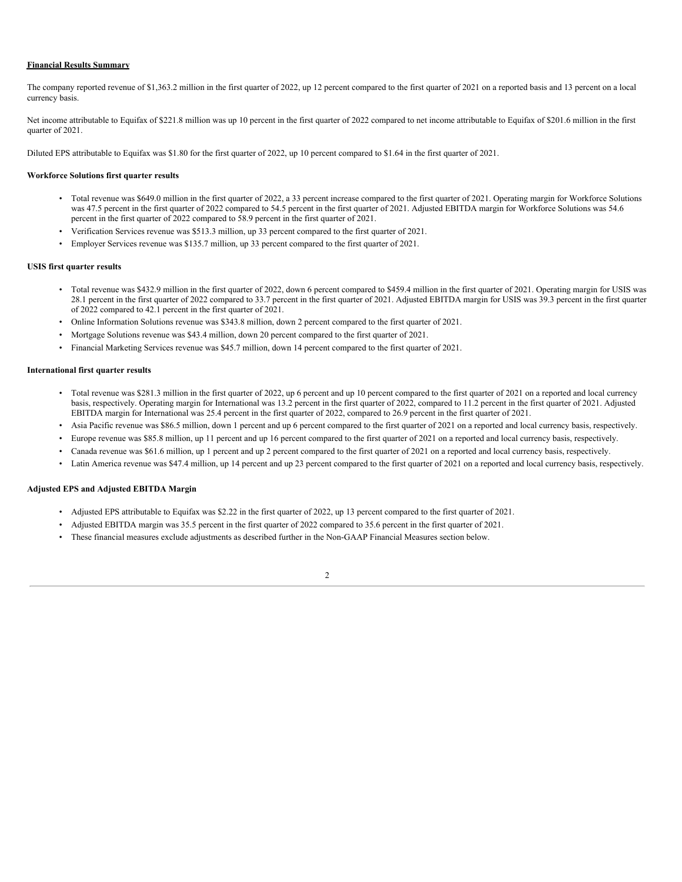**Financial Results Summary**

The company reported revenue of $1,363.2 million in the first quarter of 2022, up 12 percent compared to the first quarter of 2021 on a reported basis and 13 percent on a local currency basis.

Net income attributable to Equifax of $221.8 million was up 10 percent in the first quarter of 2022 compared to net income attributable to Equifax of $201.6 million in the first quarter of 2021.

Diluted EPS attributable to Equifax was $1.80 for the first quarter of 2022, up 10 percent compared to $1.64 in the first quarter of 2021.

**Workforce Solutions first quarter results**

- Total revenue was $649.0 million in the first quarter of 2022, a 33 percent increase compared to the first quarter of 2021. Operating margin for Workforce Solutions was 47.5 percent in the first quarter of 2022 compared to 54.5 percent in the first quarter of 2021. Adjusted EBITDA margin for Workforce Solutions was 54.6 percent in the first quarter of 2022 compared to 58.9 percent in the first quarter of 2021.
- Verification Services revenue was $513.3 million, up 33 percent compared to the first quarter of 2021.
- Employer Services revenue was $135.7 million, up 33 percent compared to the first quarter of 2021.

**USIS first quarter results**

- Total revenue was $432.9 million in the first quarter of 2022, down 6 percent compared to $459.4 million in the first quarter of 2021. Operating margin for USIS was 28.1 percent in the first quarter of 2022 compared to 33.7 percent in the first quarter of 2021. Adjusted EBITDA margin for USIS was 39.3 percent in the first quarter of 2022 compared to 42.1 percent in the first quarter of 2021.
- Online Information Solutions revenue was $343.8 million, down 2 percent compared to the first quarter of 2021.
- Mortgage Solutions revenue was $43.4 million, down 20 percent compared to the first quarter of 2021.
- Financial Marketing Services revenue was $45.7 million, down 14 percent compared to the first quarter of 2021.

**International first quarter results**

- Total revenue was $281.3 million in the first quarter of 2022, up 6 percent and up 10 percent compared to the first quarter of 2021 on a reported and local currency basis, respectively. Operating margin for International was 13.2 percent in the first quarter of 2022, compared to 11.2 percent in the first quarter of 2021. Adjusted EBITDA margin for International was 25.4 percent in the first quarter of 2022, compared to 26.9 percent in the first quarter of 2021.
- Asia Pacific revenue was $86.5 million, down 1 percent and up 6 percent compared to the first quarter of 2021 on a reported and local currency basis, respectively.
- Europe revenue was $85.8 million, up 11 percent and up 16 percent compared to the first quarter of 2021 on a reported and local currency basis, respectively.
- Canada revenue was $61.6 million, up 1 percent and up 2 percent compared to the first quarter of 2021 on a reported and local currency basis, respectively.
- Latin America revenue was $47.4 million, up 14 percent and up 23 percent compared to the first quarter of 2021 on a reported and local currency basis, respectively.

**Adjusted EPS and Adjusted EBITDA Margin**

- Adjusted EPS attributable to Equifax was $2.22 in the first quarter of 2022, up 13 percent compared to the first quarter of 2021.
- Adjusted EBITDA margin was 35.5 percent in the first quarter of 2022 compared to 35.6 percent in the first quarter of 2021.
- These financial measures exclude adjustments as described further in the Non-GAAP Financial Measures section below.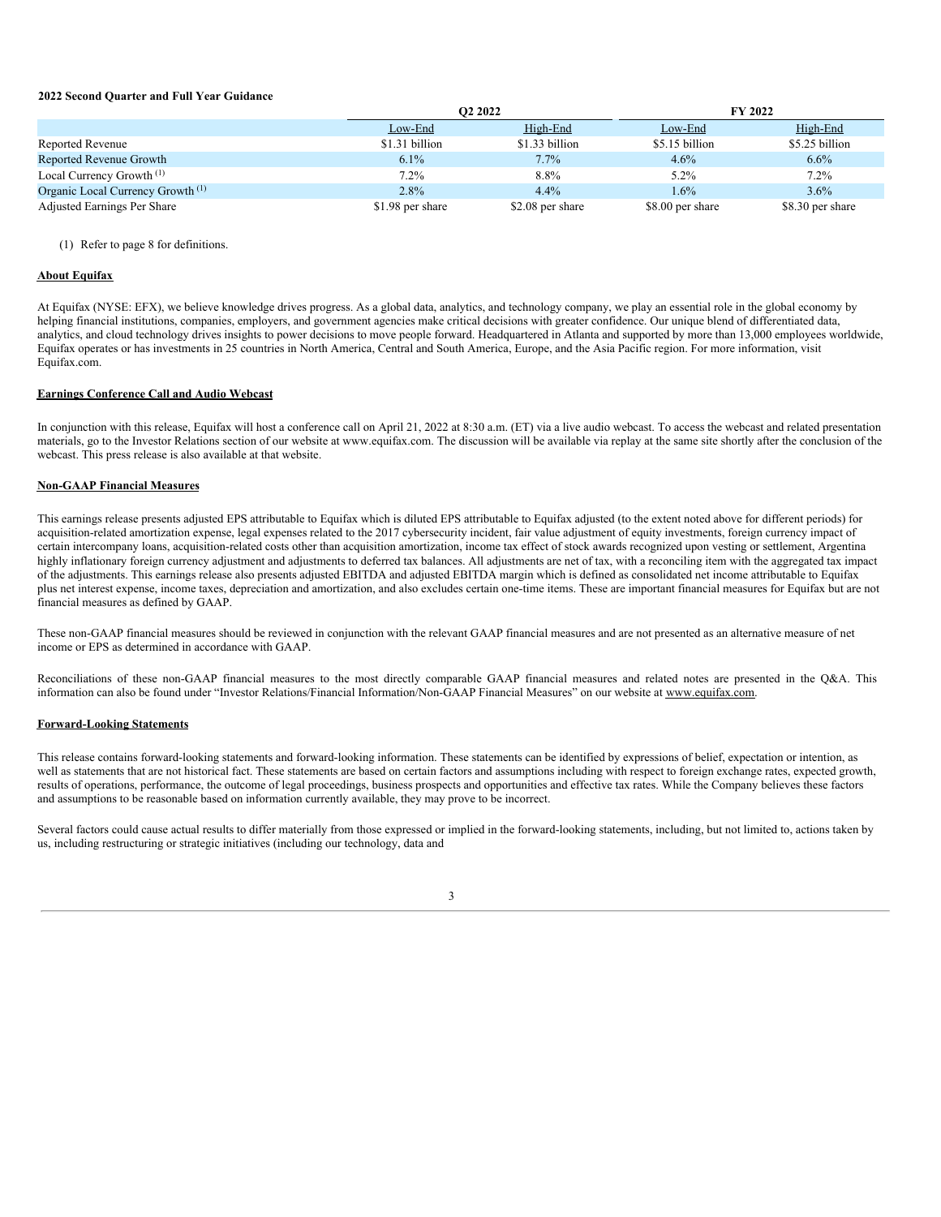**2022 Second Quarter and Full Year Guidance**

| | Q2 2022 | | FY 2022 | |
|---|---|---|---|---|
| | Low-End | High-End | Low-End | High-End |
| Reported Revenue | $1.31 billion | $1.33 billion | $5.15 billion | $5.25 billion |
| Reported Revenue Growth | 6.1% | 7.7% | 4.6% | 6.6% |
| Local Currency Growth (1) | 7.2% | 8.8% | 5.2% | 7.2% |
| Organic Local Currency Growth (1) | 2.8% | 4.4% | 1.6% | 3.6% |
| Adjusted Earnings Per Share | $1.98 per share | $2.08 per share | $8.00 per share | $8.30 per share |

(1) Refer to page 8 for definitions.

**About Equifax**

At Equifax (NYSE: EFX), we believe knowledge drives progress. As a global data, analytics, and technology company, we play an essential role in the global economy by helping financial institutions, companies, employers, and government agencies make critical decisions with greater confidence. Our unique blend of differentiated data, analytics, and cloud technology drives insights to power decisions to move people forward. Headquartered in Atlanta and supported by more than 13,000 employees worldwide, Equifax operates or has investments in 25 countries in North America, Central and South America, Europe, and the Asia Pacific region. For more information, visit Equifax.com.

**Earnings Conference Call and Audio Webcast**

In conjunction with this release, Equifax will host a conference call on April 21, 2022 at 8:30 a.m. (ET) via a live audio webcast. To access the webcast and related presentation materials, go to the Investor Relations section of our website at www.equifax.com. The discussion will be available via replay at the same site shortly after the conclusion of the webcast. This press release is also available at that website.

**Non-GAAP Financial Measures**

This earnings release presents adjusted EPS attributable to Equifax which is diluted EPS attributable to Equifax adjusted (to the extent noted above for different periods) for acquisition-related amortization expense, legal expenses related to the 2017 cybersecurity incident, fair value adjustment of equity investments, foreign currency impact of certain intercompany loans, acquisition-related costs other than acquisition amortization, income tax effect of stock awards recognized upon vesting or settlement, Argentina highly inflationary foreign currency adjustment and adjustments to deferred tax balances. All adjustments are net of tax, with a reconciling item with the aggregated tax impact of the adjustments. This earnings release also presents adjusted EBITDA and adjusted EBITDA margin which is defined as consolidated net income attributable to Equifax plus net interest expense, income taxes, depreciation and amortization, and also excludes certain one-time items. These are important financial measures for Equifax but are not financial measures as defined by GAAP.

These non-GAAP financial measures should be reviewed in conjunction with the relevant GAAP financial measures and are not presented as an alternative measure of net income or EPS as determined in accordance with GAAP.

Reconciliations of these non-GAAP financial measures to the most directly comparable GAAP financial measures and related notes are presented in the Q&A. This information can also be found under "Investor Relations/Financial Information/Non-GAAP Financial Measures" on our website at www.equifax.com.

**Forward-Looking Statements**

This release contains forward-looking statements and forward-looking information. These statements can be identified by expressions of belief, expectation or intention, as well as statements that are not historical fact. These statements are based on certain factors and assumptions including with respect to foreign exchange rates, expected growth, results of operations, performance, the outcome of legal proceedings, business prospects and opportunities and effective tax rates. While the Company believes these factors and assumptions to be reasonable based on information currently available, they may prove to be incorrect.

Several factors could cause actual results to differ materially from those expressed or implied in the forward-looking statements, including, but not limited to, actions taken by us, including restructuring or strategic initiatives (including our technology, data and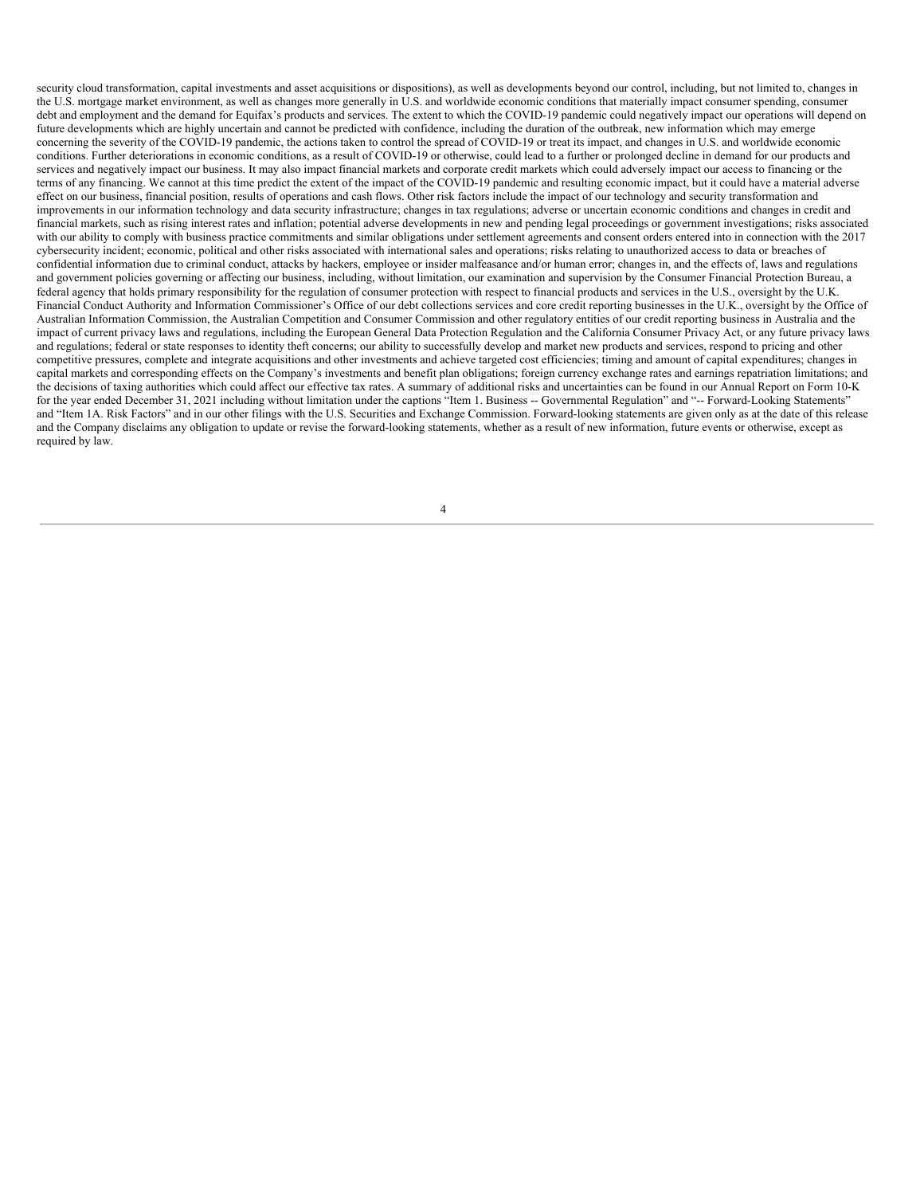security cloud transformation, capital investments and asset acquisitions or dispositions), as well as developments beyond our control, including, but not limited to, changes in the U.S. mortgage market environment, as well as changes more generally in U.S. and worldwide economic conditions that materially impact consumer spending, consumer debt and employment and the demand for Equifax's products and services. The extent to which the COVID-19 pandemic could negatively impact our operations will depend on future developments which are highly uncertain and cannot be predicted with confidence, including the duration of the outbreak, new information which may emerge concerning the severity of the COVID-19 pandemic, the actions taken to control the spread of COVID-19 or treat its impact, and changes in U.S. and worldwide economic conditions. Further deteriorations in economic conditions, as a result of COVID-19 or otherwise, could lead to a further or prolonged decline in demand for our products and services and negatively impact our business. It may also impact financial markets and corporate credit markets which could adversely impact our access to financing or the terms of any financing. We cannot at this time predict the extent of the impact of the COVID-19 pandemic and resulting economic impact, but it could have a material adverse effect on our business, financial position, results of operations and cash flows. Other risk factors include the impact of our technology and security transformation and improvements in our information technology and data security infrastructure; changes in tax regulations; adverse or uncertain economic conditions and changes in credit and financial markets, such as rising interest rates and inflation; potential adverse developments in new and pending legal proceedings or government investigations; risks associated with our ability to comply with business practice commitments and similar obligations under settlement agreements and consent orders entered into in connection with the 2017 cybersecurity incident; economic, political and other risks associated with international sales and operations; risks relating to unauthorized access to data or breaches of confidential information due to criminal conduct, attacks by hackers, employee or insider malfeasance and/or human error; changes in, and the effects of, laws and regulations and government policies governing or affecting our business, including, without limitation, our examination and supervision by the Consumer Financial Protection Bureau, a federal agency that holds primary responsibility for the regulation of consumer protection with respect to financial products and services in the U.S., oversight by the U.K. Financial Conduct Authority and Information Commissioner's Office of our debt collections services and core credit reporting businesses in the U.K., oversight by the Office of Australian Information Commission, the Australian Competition and Consumer Commission and other regulatory entities of our credit reporting business in Australia and the impact of current privacy laws and regulations, including the European General Data Protection Regulation and the California Consumer Privacy Act, or any future privacy laws and regulations; federal or state responses to identity theft concerns; our ability to successfully develop and market new products and services, respond to pricing and other competitive pressures, complete and integrate acquisitions and other investments and achieve targeted cost efficiencies; timing and amount of capital expenditures; changes in capital markets and corresponding effects on the Company's investments and benefit plan obligations; foreign currency exchange rates and earnings repatriation limitations; and the decisions of taxing authorities which could affect our effective tax rates. A summary of additional risks and uncertainties can be found in our Annual Report on Form 10-K for the year ended December 31, 2021 including without limitation under the captions "Item 1. Business -- Governmental Regulation" and "-- Forward-Looking Statements" and "Item 1A. Risk Factors" and in our other filings with the U.S. Securities and Exchange Commission. Forward-looking statements are given only as at the date of this release and the Company disclaims any obligation to update or revise the forward-looking statements, whether as a result of new information, future events or otherwise, except as required by law.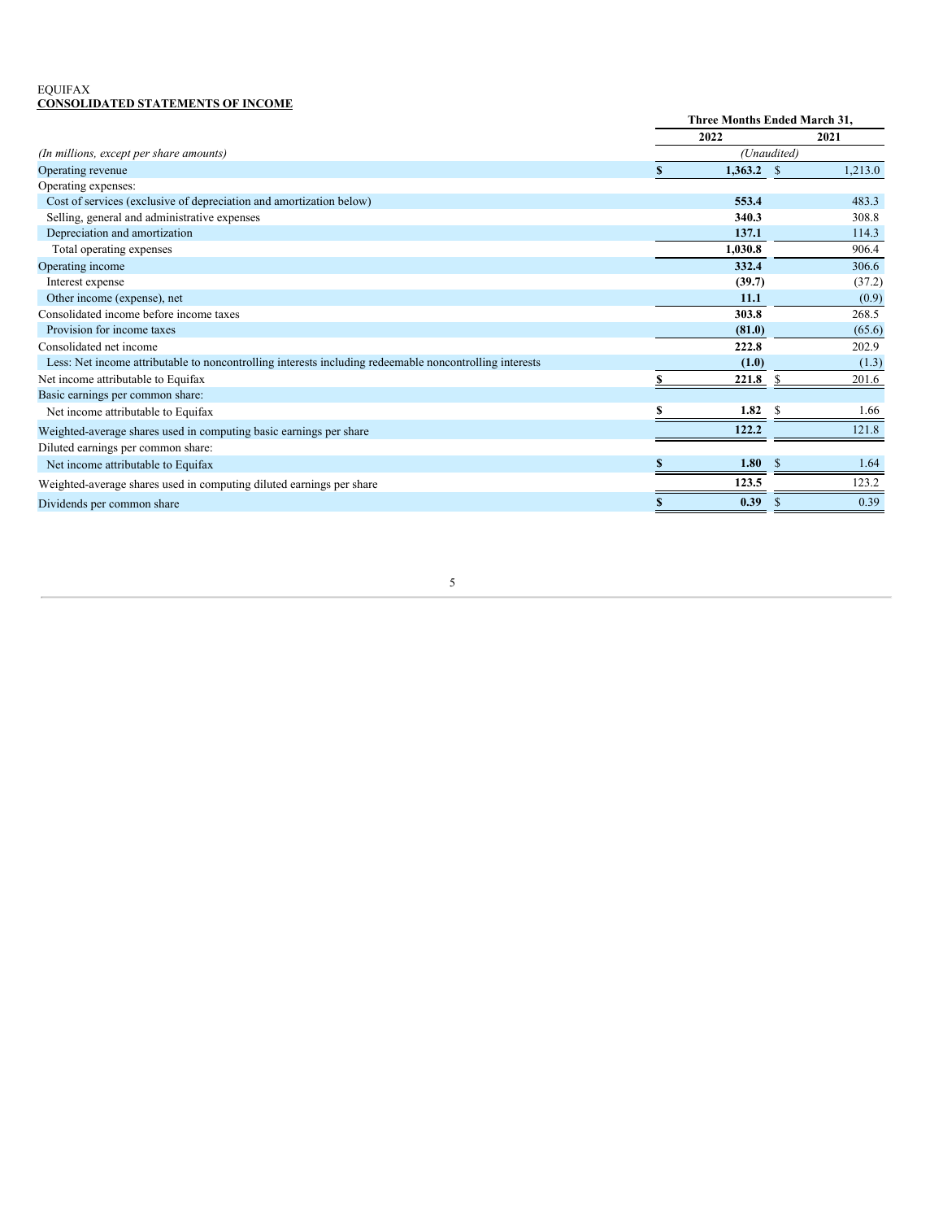EQUIFAX

**CONSOLIDATED STATEMENTS OF INCOME**

| | Three Months Ended March 31, | |
|---|---|---|
| | **2022** | 2021 |
| *(In millions, except per share amounts)* | *(Unaudited)* | |
| Operating revenue | **$ 1,363.2** | $ 1,213.0 |
| Operating expenses: | | |
| Cost of services (exclusive of depreciation and amortization below) | **553.4** | 483.3 |
| Selling, general and administrative expenses | **340.3** | 308.8 |
| Depreciation and amortization | **137.1** | 114.3 |
| Total operating expenses | **1,030.8** | 906.4 |
| Operating income | **332.4** | 306.6 |
| Interest expense | **(39.7)** | (37.2) |
| Other income (expense), net | **11.1** | (0.9) |
| Consolidated income before income taxes | **303.8** | 268.5 |
| Provision for income taxes | **(81.0)** | (65.6) |
| Consolidated net income | **222.8** | 202.9 |
| Less: Net income attributable to noncontrolling interests including redeemable noncontrolling interests | **(1.0)** | (1.3) |
| Net income attributable to Equifax | **$ 221.8** | $ 201.6 |
| Basic earnings per common share: | | |
| Net income attributable to Equifax | **$ 1.82** | $ 1.66 |
| Weighted-average shares used in computing basic earnings per share | **122.2** | 121.8 |
| Diluted earnings per common share: | | |
| Net income attributable to Equifax | **$ 1.80** | $ 1.64 |
| Weighted-average shares used in computing diluted earnings per share | **123.5** | 123.2 |
| Dividends per common share | **$ 0.39** | $ 0.39 |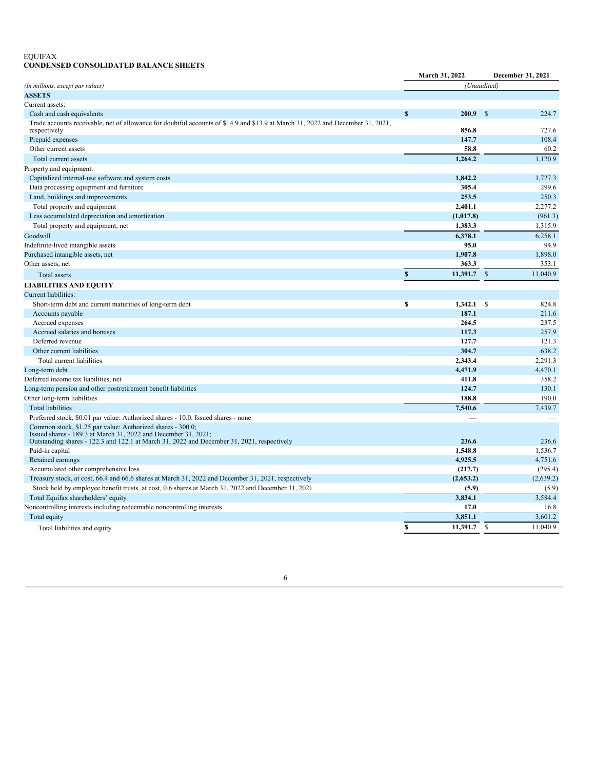EQUIFAX

**CONDENSED CONSOLIDATED BALANCE SHEETS**

| (In millions, except par values) | March 31, 2022 | December 31, 2021 |
|---|---|---|
| | (Unaudited) | |
| **ASSETS** | | |
| Current assets: | | |
| Cash and cash equivalents | $ 200.9 | $ 224.7 |
| Trade accounts receivable, net of allowance for doubtful accounts of $14.9 and $13.9 at March 31, 2022 and December 31, 2021, respectively | 856.8 | 727.6 |
| Prepaid expenses | 147.7 | 108.4 |
| Other current assets | 58.8 | 60.2 |
| Total current assets | 1,264.2 | 1,120.9 |
| Property and equipment: | | |
| Capitalized internal-use software and system costs | 1,842.2 | 1,727.3 |
| Data processing equipment and furniture | 305.4 | 299.6 |
| Land, buildings and improvements | 253.5 | 250.3 |
| Total property and equipment | 2,401.1 | 2,277.2 |
| Less accumulated depreciation and amortization | (1,017.8) | (961.3) |
| Total property and equipment, net | 1,383.3 | 1,315.9 |
| Goodwill | 6,378.1 | 6,258.1 |
| Indefinite-lived intangible assets | 95.0 | 94.9 |
| Purchased intangible assets, net | 1,907.8 | 1,898.0 |
| Other assets, net | 363.3 | 353.1 |
| Total assets | $ 11,391.7 | $ 11,040.9 |
| **LIABILITIES AND EQUITY** | | |
| Current liabilities: | | |
| Short-term debt and current maturities of long-term debt | $ 1,342.1 | $ 824.8 |
| Accounts payable | 187.1 | 211.6 |
| Accrued expenses | 264.5 | 237.5 |
| Accrued salaries and bonuses | 117.3 | 257.9 |
| Deferred revenue | 127.7 | 121.3 |
| Other current liabilities | 304.7 | 638.2 |
| Total current liabilities | 2,343.4 | 2,291.3 |
| Long-term debt | 4,471.9 | 4,470.1 |
| Deferred income tax liabilities, net | 411.8 | 358.2 |
| Long-term pension and other postretirement benefit liabilities | 124.7 | 130.1 |
| Other long-term liabilities | 188.8 | 190.0 |
| Total liabilities | 7,540.6 | 7,439.7 |
| Preferred stock, $0.01 par value: Authorized shares - 10.0; Issued shares - none | — | — |
| Common stock, $1.25 par value: Authorized shares - 300.0; Issued shares - 189.3 at March 31, 2022 and December 31, 2021; Outstanding shares - 122.3 and 122.1 at March 31, 2022 and December 31, 2021, respectively | 236.6 | 236.6 |
| Paid-in capital | 1,548.8 | 1,536.7 |
| Retained earnings | 4,925.5 | 4,751.6 |
| Accumulated other comprehensive loss | (217.7) | (295.4) |
| Treasury stock, at cost, 66.4 and 66.6 shares at March 31, 2022 and December 31, 2021, respectively | (2,653.2) | (2,639.2) |
| Stock held by employee benefit trusts, at cost, 0.6 shares at March 31, 2022 and December 31, 2021 | (5.9) | (5.9) |
| Total Equifax shareholders' equity | 3,834.1 | 3,584.4 |
| Noncontrolling interests including redeemable noncontrolling interests | 17.0 | 16.8 |
| Total equity | 3,851.1 | 3,601.2 |
| Total liabilities and equity | $ 11,391.7 | $ 11,040.9 |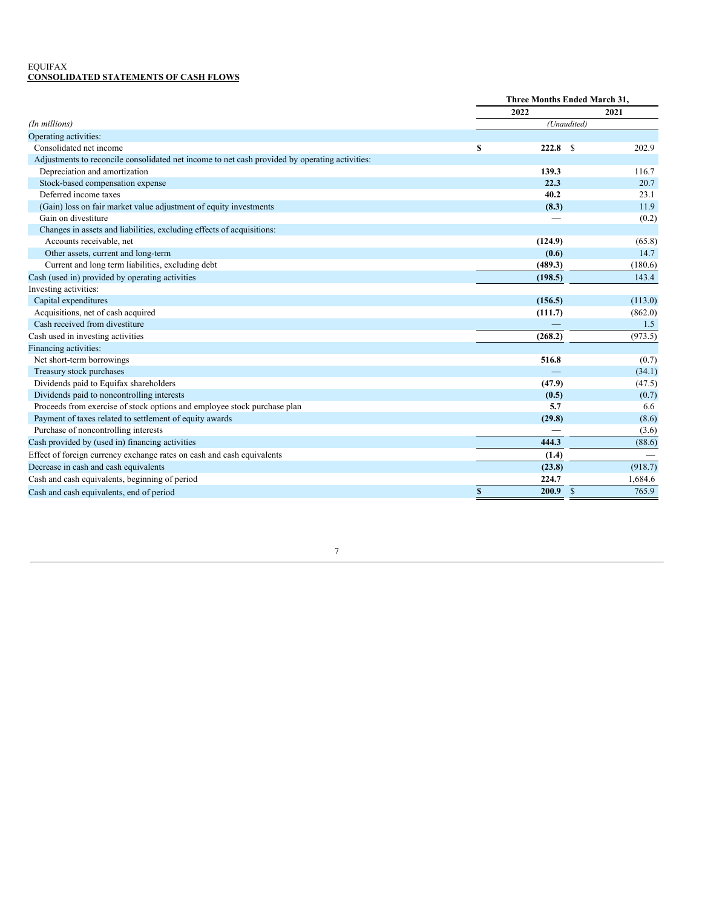EQUIFAX

**CONSOLIDATED STATEMENTS OF CASH FLOWS**

| | Three Months Ended March 31, | |
|---|---|---|
| | **2022** | **2021** |
| *(In millions)* | *(Unaudited)* | |
| Operating activities: | | |
| Consolidated net income | **$ 222.8** | $ 202.9 |
| Adjustments to reconcile consolidated net income to net cash provided by operating activities: | | |
| Depreciation and amortization | **139.3** | 116.7 |
| Stock-based compensation expense | **22.3** | 20.7 |
| Deferred income taxes | **40.2** | 23.1 |
| (Gain) loss on fair market value adjustment of equity investments | **(8.3)** | 11.9 |
| Gain on divestiture | **—** | (0.2) |
| Changes in assets and liabilities, excluding effects of acquisitions: | | |
| Accounts receivable, net | **(124.9)** | (65.8) |
| Other assets, current and long-term | **(0.6)** | 14.7 |
| Current and long term liabilities, excluding debt | **(489.3)** | (180.6) |
| Cash (used in) provided by operating activities | **(198.5)** | 143.4 |
| Investing activities: | | |
| Capital expenditures | **(156.5)** | (113.0) |
| Acquisitions, net of cash acquired | **(111.7)** | (862.0) |
| Cash received from divestiture | **—** | 1.5 |
| Cash used in investing activities | **(268.2)** | (973.5) |
| Financing activities: | | |
| Net short-term borrowings | **516.8** | (0.7) |
| Treasury stock purchases | **—** | (34.1) |
| Dividends paid to Equifax shareholders | **(47.9)** | (47.5) |
| Dividends paid to noncontrolling interests | **(0.5)** | (0.7) |
| Proceeds from exercise of stock options and employee stock purchase plan | **5.7** | 6.6 |
| Payment of taxes related to settlement of equity awards | **(29.8)** | (8.6) |
| Purchase of noncontrolling interests | **—** | (3.6) |
| Cash provided by (used in) financing activities | **444.3** | (88.6) |
| Effect of foreign currency exchange rates on cash and cash equivalents | **(1.4)** | — |
| Decrease in cash and cash equivalents | **(23.8)** | (918.7) |
| Cash and cash equivalents, beginning of period | **224.7** | 1,684.6 |
| Cash and cash equivalents, end of period | **$ 200.9** | $ 765.9 |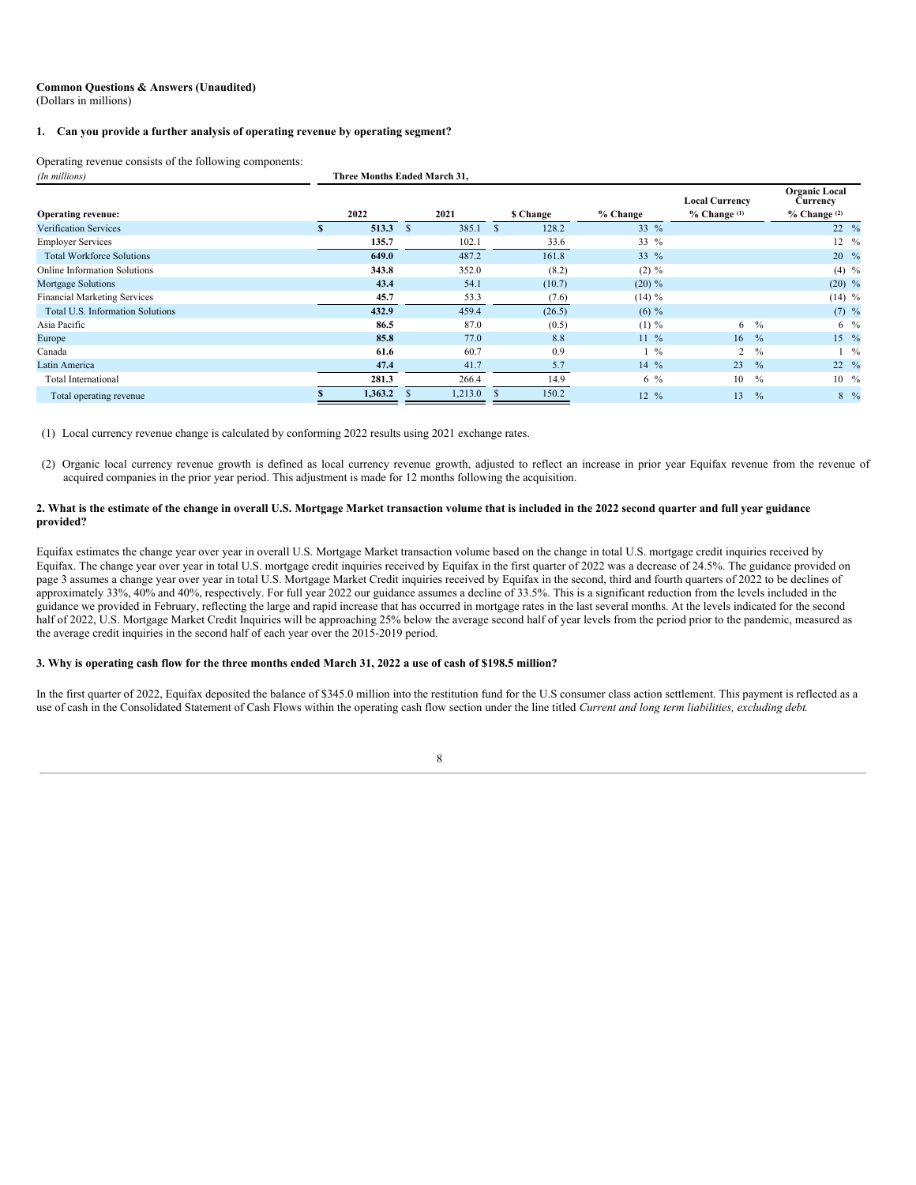**Common Questions & Answers (Unaudited)**
(Dollars in millions)

**1. Can you provide a further analysis of operating revenue by operating segment?**

Operating revenue consists of the following components:

| *(In millions)* | Three Months Ended March 31, | | | | | |
|---|---|---|---|---|---|---|
| **Operating revenue:** | **2022** | **2021** | **$ Change** | **% Change** | **Local Currency % Change (1)** | **Organic Local Currency % Change (2)** |
| Verification Services | $ 513.3 | $ 385.1 | $ 128.2 | 33 % | | 22 % |
| Employer Services | 135.7 | 102.1 | 33.6 | 33 % | | 12 % |
| Total Workforce Solutions | 649.0 | 487.2 | 161.8 | 33 % | | 20 % |
| Online Information Solutions | 343.8 | 352.0 | (8.2) | (2) % | | (4) % |
| Mortgage Solutions | 43.4 | 54.1 | (10.7) | (20) % | | (20) % |
| Financial Marketing Services | 45.7 | 53.3 | (7.6) | (14) % | | (14) % |
| Total U.S. Information Solutions | 432.9 | 459.4 | (26.5) | (6) % | | (7) % |
| Asia Pacific | 86.5 | 87.0 | (0.5) | (1) % | 6 % | 6 % |
| Europe | 85.8 | 77.0 | 8.8 | 11 % | 16 % | 15 % |
| Canada | 61.6 | 60.7 | 0.9 | 1 % | 2 % | 1 % |
| Latin America | 47.4 | 41.7 | 5.7 | 14 % | 23 % | 22 % |
| Total International | 281.3 | 266.4 | 14.9 | 6 % | 10 % | 10 % |
| Total operating revenue | $ 1,363.2 | $ 1,213.0 | $ 150.2 | 12 % | 13 % | 8 % |

(1) Local currency revenue change is calculated by conforming 2022 results using 2021 exchange rates.

(2) Organic local currency revenue growth is defined as local currency revenue growth, adjusted to reflect an increase in prior year Equifax revenue from the revenue of acquired companies in the prior year period. This adjustment is made for 12 months following the acquisition.

**2. What is the estimate of the change in overall U.S. Mortgage Market transaction volume that is included in the 2022 second quarter and full year guidance provided?**

Equifax estimates the change year over year in overall U.S. Mortgage Market transaction volume based on the change in total U.S. mortgage credit inquiries received by Equifax. The change year over year in total U.S. mortgage credit inquiries received by Equifax in the first quarter of 2022 was a decrease of 24.5%. The guidance provided on page 3 assumes a change year over year in total U.S. Mortgage Market Credit inquiries received by Equifax in the second, third and fourth quarters of 2022 to be declines of approximately 33%, 40% and 40%, respectively. For full year 2022 our guidance assumes a decline of 33.5%. This is a significant reduction from the levels included in the guidance we provided in February, reflecting the large and rapid increase that has occurred in mortgage rates in the last several months. At the levels indicated for the second half of 2022, U.S. Mortgage Market Credit Inquiries will be approaching 25% below the average second half of year levels from the period prior to the pandemic, measured as the average credit inquiries in the second half of each year over the 2015-2019 period.

**3. Why is operating cash flow for the three months ended March 31, 2022 a use of cash of $198.5 million?**

In the first quarter of 2022, Equifax deposited the balance of $345.0 million into the restitution fund for the U.S consumer class action settlement. This payment is reflected as a use of cash in the Consolidated Statement of Cash Flows within the operating cash flow section under the line titled *Current and long term liabilities, excluding debt.*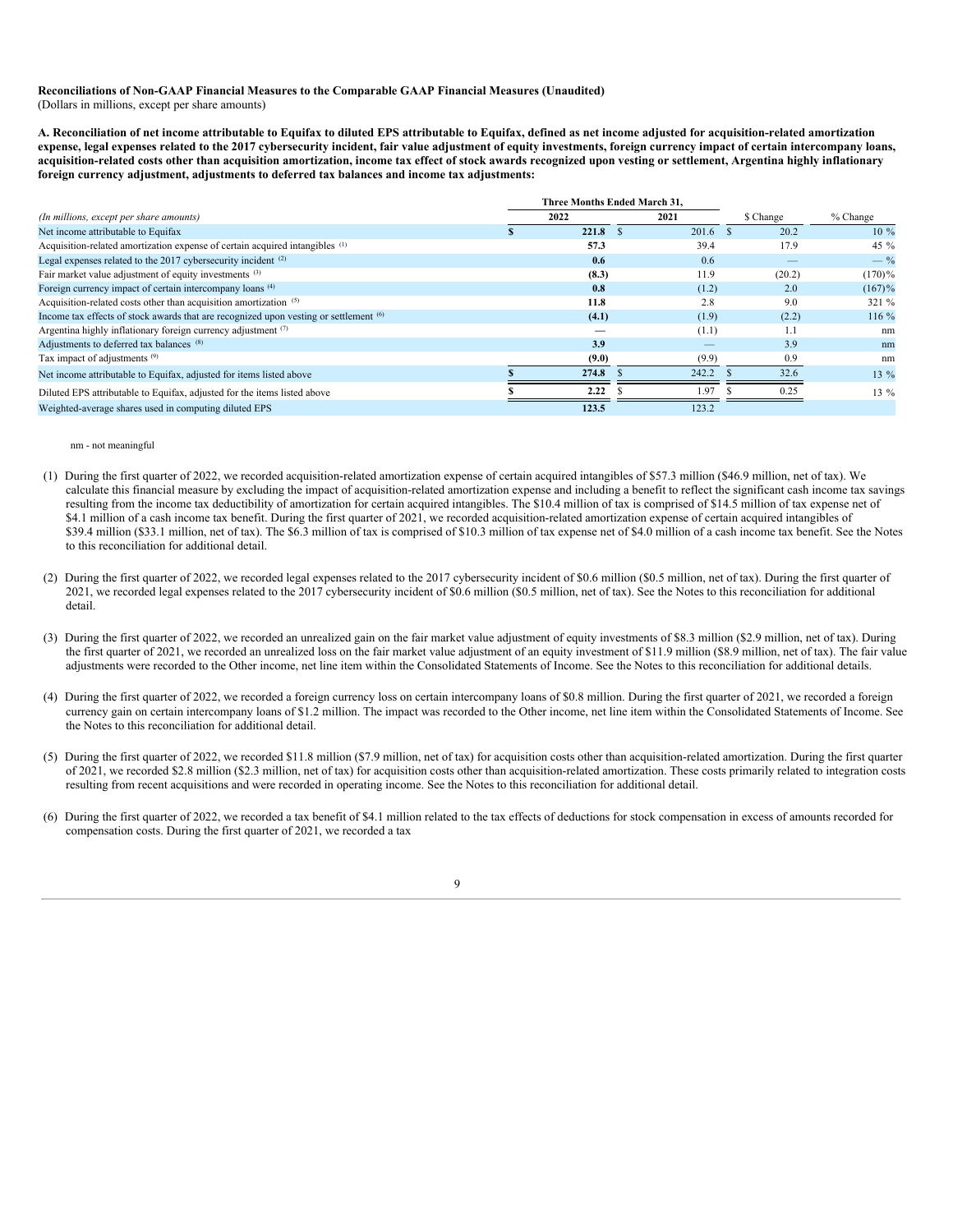**Reconciliations of Non-GAAP Financial Measures to the Comparable GAAP Financial Measures (Unaudited)**
(Dollars in millions, except per share amounts)

**A. Reconciliation of net income attributable to Equifax to diluted EPS attributable to Equifax, defined as net income adjusted for acquisition-related amortization expense, legal expenses related to the 2017 cybersecurity incident, fair value adjustment of equity investments, foreign currency impact of certain intercompany loans, acquisition-related costs other than acquisition amortization, income tax effect of stock awards recognized upon vesting or settlement, Argentina highly inflationary foreign currency adjustment, adjustments to deferred tax balances and income tax adjustments:**

| | Three Months Ended March 31, | | | |
|---|---|---|---|---|
| *(In millions, except per share amounts)* | **2022** | **2021** | $ Change | % Change |
| Net income attributable to Equifax | **$ 221.8** | $ 201.6 | $ 20.2 | 10 % |
| Acquisition-related amortization expense of certain acquired intangibles [(1)] | **57.3** | 39.4 | 17.9 | 45 % |
| Legal expenses related to the 2017 cybersecurity incident [(2)] | **0.6** | 0.6 | — | — % |
| Fair market value adjustment of equity investments [(3)] | **(8.3)** | 11.9 | (20.2) | (170)% |
| Foreign currency impact of certain intercompany loans [(4)] | **0.8** | (1.2) | 2.0 | (167)% |
| Acquisition-related costs other than acquisition amortization [(5)] | **11.8** | 2.8 | 9.0 | 321 % |
| Income tax effects of stock awards that are recognized upon vesting or settlement [(6)] | **(4.1)** | (1.9) | (2.2) | 116 % |
| Argentina highly inflationary foreign currency adjustment [(7)] | **—** | (1.1) | 1.1 | nm |
| Adjustments to deferred tax balances [(8)] | **3.9** | — | 3.9 | nm |
| Tax impact of adjustments [(9)] | **(9.0)** | (9.9) | 0.9 | nm |
| Net income attributable to Equifax, adjusted for items listed above | **$ 274.8** | $ 242.2 | $ 32.6 | 13 % |
| Diluted EPS attributable to Equifax, adjusted for the items listed above | **$ 2.22** | $ 1.97 | $ 0.25 | 13 % |
| Weighted-average shares used in computing diluted EPS | **123.5** | 123.2 | | |

nm - not meaningful

(1) During the first quarter of 2022, we recorded acquisition-related amortization expense of certain acquired intangibles of $57.3 million ($46.9 million, net of tax). We calculate this financial measure by excluding the impact of acquisition-related amortization expense and including a benefit to reflect the significant cash income tax savings resulting from the income tax deductibility of amortization for certain acquired intangibles. The $10.4 million of tax is comprised of $14.5 million of tax expense net of $4.1 million of a cash income tax benefit. During the first quarter of 2021, we recorded acquisition-related amortization expense of certain acquired intangibles of $39.4 million ($33.1 million, net of tax). The $6.3 million of tax is comprised of $10.3 million of tax expense net of $4.0 million of a cash income tax benefit. See the Notes to this reconciliation for additional detail.

(2) During the first quarter of 2022, we recorded legal expenses related to the 2017 cybersecurity incident of $0.6 million ($0.5 million, net of tax). During the first quarter of 2021, we recorded legal expenses related to the 2017 cybersecurity incident of $0.6 million ($0.5 million, net of tax). See the Notes to this reconciliation for additional detail.

(3) During the first quarter of 2022, we recorded an unrealized gain on the fair market value adjustment of equity investments of $8.3 million ($2.9 million, net of tax). During the first quarter of 2021, we recorded an unrealized loss on the fair market value adjustment of an equity investment of $11.9 million ($8.9 million, net of tax). The fair value adjustments were recorded to the Other income, net line item within the Consolidated Statements of Income. See the Notes to this reconciliation for additional details.

(4) During the first quarter of 2022, we recorded a foreign currency loss on certain intercompany loans of $0.8 million. During the first quarter of 2021, we recorded a foreign currency gain on certain intercompany loans of $1.2 million. The impact was recorded to the Other income, net line item within the Consolidated Statements of Income. See the Notes to this reconciliation for additional detail.

(5) During the first quarter of 2022, we recorded $11.8 million ($7.9 million, net of tax) for acquisition costs other than acquisition-related amortization. During the first quarter of 2021, we recorded $2.8 million ($2.3 million, net of tax) for acquisition costs other than acquisition-related amortization. These costs primarily related to integration costs resulting from recent acquisitions and were recorded in operating income. See the Notes to this reconciliation for additional detail.

(6) During the first quarter of 2022, we recorded a tax benefit of $4.1 million related to the tax effects of deductions for stock compensation in excess of amounts recorded for compensation costs. During the first quarter of 2021, we recorded a tax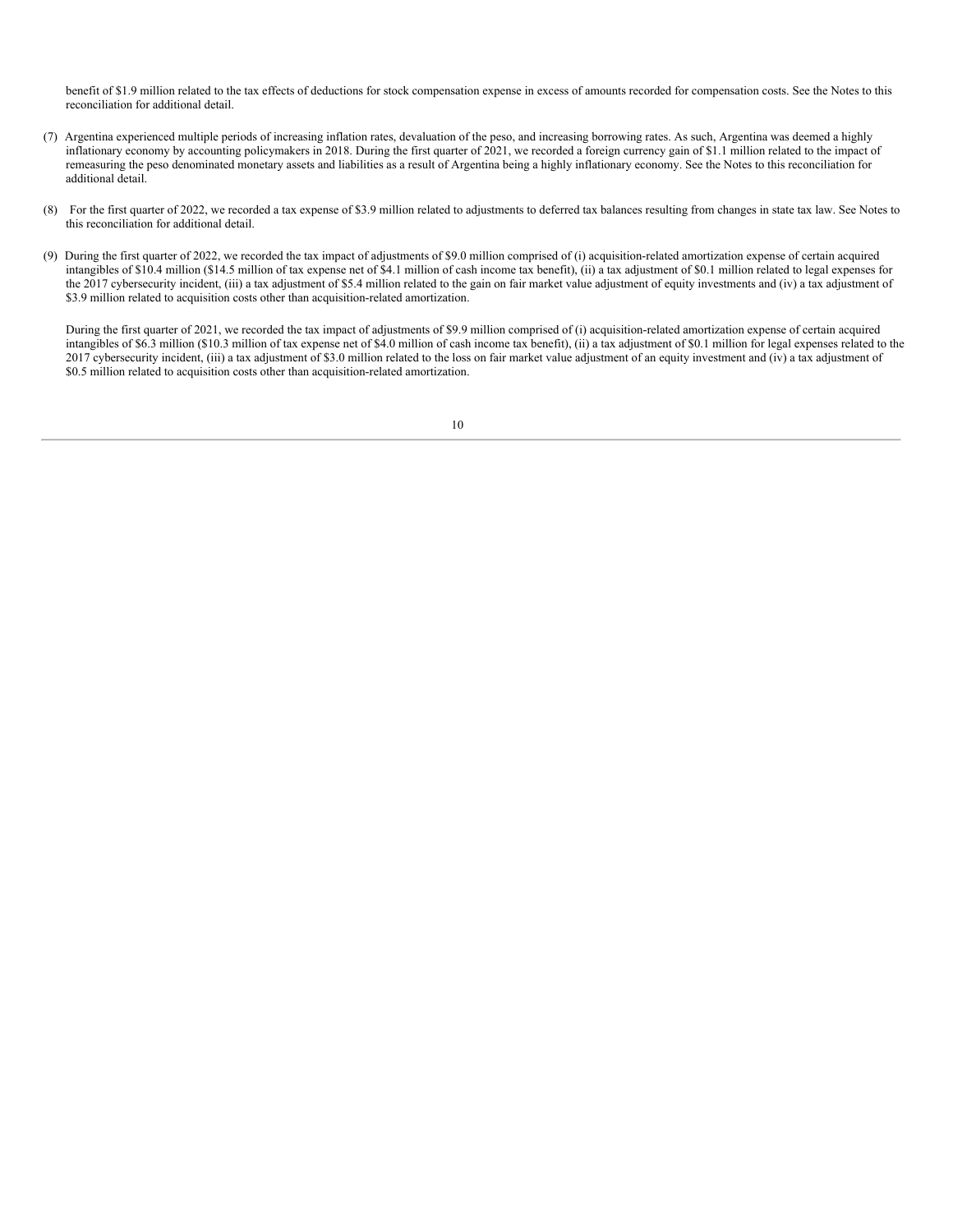benefit of $1.9 million related to the tax effects of deductions for stock compensation expense in excess of amounts recorded for compensation costs. See the Notes to this reconciliation for additional detail.

(7) Argentina experienced multiple periods of increasing inflation rates, devaluation of the peso, and increasing borrowing rates. As such, Argentina was deemed a highly inflationary economy by accounting policymakers in 2018. During the first quarter of 2021, we recorded a foreign currency gain of $1.1 million related to the impact of remeasuring the peso denominated monetary assets and liabilities as a result of Argentina being a highly inflationary economy. See the Notes to this reconciliation for additional detail.

(8) For the first quarter of 2022, we recorded a tax expense of $3.9 million related to adjustments to deferred tax balances resulting from changes in state tax law. See Notes to this reconciliation for additional detail.

(9) During the first quarter of 2022, we recorded the tax impact of adjustments of $9.0 million comprised of (i) acquisition-related amortization expense of certain acquired intangibles of $10.4 million ($14.5 million of tax expense net of $4.1 million of cash income tax benefit), (ii) a tax adjustment of $0.1 million related to legal expenses for the 2017 cybersecurity incident, (iii) a tax adjustment of $5.4 million related to the gain on fair market value adjustment of equity investments and (iv) a tax adjustment of $3.9 million related to acquisition costs other than acquisition-related amortization.

During the first quarter of 2021, we recorded the tax impact of adjustments of $9.9 million comprised of (i) acquisition-related amortization expense of certain acquired intangibles of $6.3 million ($10.3 million of tax expense net of $4.0 million of cash income tax benefit), (ii) a tax adjustment of $0.1 million for legal expenses related to the 2017 cybersecurity incident, (iii) a tax adjustment of $3.0 million related to the loss on fair market value adjustment of an equity investment and (iv) a tax adjustment of $0.5 million related to acquisition costs other than acquisition-related amortization.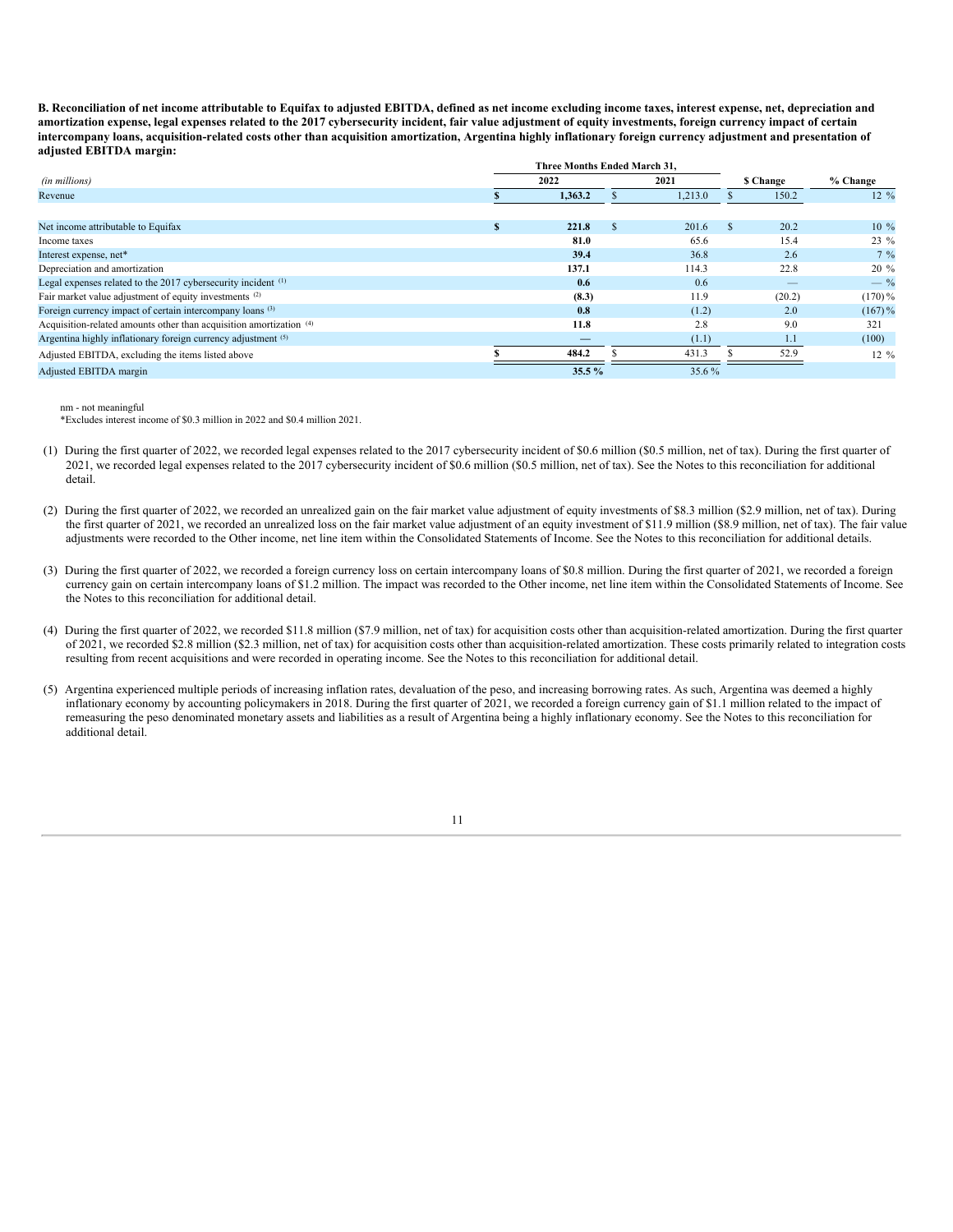**B. Reconciliation of net income attributable to Equifax to adjusted EBITDA, defined as net income excluding income taxes, interest expense, net, depreciation and amortization expense, legal expenses related to the 2017 cybersecurity incident, fair value adjustment of equity investments, foreign currency impact of certain intercompany loans, acquisition-related costs other than acquisition amortization, Argentina highly inflationary foreign currency adjustment and presentation of adjusted EBITDA margin:**

| *(in millions)* | Three Months Ended March 31, 2022 | 2021 | $ Change | % Change |
|---|---|---|---|---|
| Revenue | **$ 1,363.2** | $ 1,213.0 | $ 150.2 | 12 % |
| | | | | |
| Net income attributable to Equifax | **$ 221.8** | $ 201.6 | $ 20.2 | 10 % |
| Income taxes | **81.0** | 65.6 | 15.4 | 23 % |
| Interest expense, net* | **39.4** | 36.8 | 2.6 | 7 % |
| Depreciation and amortization | **137.1** | 114.3 | 22.8 | 20 % |
| Legal expenses related to the 2017 cybersecurity incident (1) | **0.6** | 0.6 | — | — % |
| Fair market value adjustment of equity investments (2) | **(8.3)** | 11.9 | (20.2) | (170) % |
| Foreign currency impact of certain intercompany loans (3) | **0.8** | (1.2) | 2.0 | (167) % |
| Acquisition-related amounts other than acquisition amortization (4) | **11.8** | 2.8 | 9.0 | 321 |
| Argentina highly inflationary foreign currency adjustment (5) | **—** | (1.1) | 1.1 | (100) |
| Adjusted EBITDA, excluding the items listed above | **$ 484.2** | $ 431.3 | $ 52.9 | 12 % |
| Adjusted EBITDA margin | **35.5 %** | 35.6 % | | |

nm - not meaningful

*Excludes interest income of $0.3 million in 2022 and $0.4 million 2021.

(1) During the first quarter of 2022, we recorded legal expenses related to the 2017 cybersecurity incident of $0.6 million ($0.5 million, net of tax). During the first quarter of 2021, we recorded legal expenses related to the 2017 cybersecurity incident of $0.6 million ($0.5 million, net of tax). See the Notes to this reconciliation for additional detail.

(2) During the first quarter of 2022, we recorded an unrealized gain on the fair market value adjustment of equity investments of $8.3 million ($2.9 million, net of tax). During the first quarter of 2021, we recorded an unrealized loss on the fair market value adjustment of an equity investment of $11.9 million ($8.9 million, net of tax). The fair value adjustments were recorded to the Other income, net line item within the Consolidated Statements of Income. See the Notes to this reconciliation for additional details.

(3) During the first quarter of 2022, we recorded a foreign currency loss on certain intercompany loans of $0.8 million. During the first quarter of 2021, we recorded a foreign currency gain on certain intercompany loans of $1.2 million. The impact was recorded to the Other income, net line item within the Consolidated Statements of Income. See the Notes to this reconciliation for additional detail.

(4) During the first quarter of 2022, we recorded $11.8 million ($7.9 million, net of tax) for acquisition costs other than acquisition-related amortization. During the first quarter of 2021, we recorded $2.8 million ($2.3 million, net of tax) for acquisition costs other than acquisition-related amortization. These costs primarily related to integration costs resulting from recent acquisitions and were recorded in operating income. See the Notes to this reconciliation for additional detail.

(5) Argentina experienced multiple periods of increasing inflation rates, devaluation of the peso, and increasing borrowing rates. As such, Argentina was deemed a highly inflationary economy by accounting policymakers in 2018. During the first quarter of 2021, we recorded a foreign currency gain of $1.1 million related to the impact of remeasuring the peso denominated monetary assets and liabilities as a result of Argentina being a highly inflationary economy. See the Notes to this reconciliation for additional detail.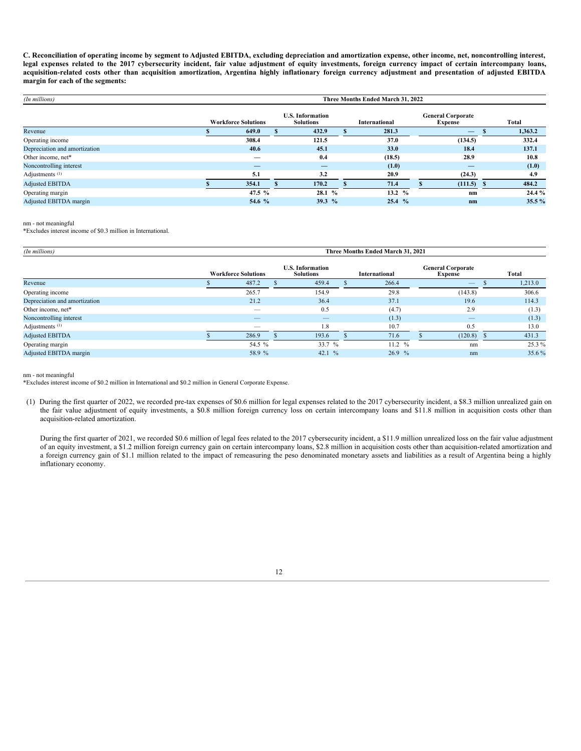**C. Reconciliation of operating income by segment to Adjusted EBITDA, excluding depreciation and amortization expense, other income, net, noncontrolling interest, legal expenses related to the 2017 cybersecurity incident, fair value adjustment of equity investments, foreign currency impact of certain intercompany loans, acquisition-related costs other than acquisition amortization, Argentina highly inflationary foreign currency adjustment and presentation of adjusted EBITDA margin for each of the segments:**

| *(In millions)* | Three Months Ended March 31, 2022 | | | | |
|---|---|---|---|---|---|
| | **Workforce Solutions** | **U.S. Information Solutions** | **International** | **General Corporate Expense** | **Total** |
| Revenue | **$ 649.0** | **$ 432.9** | **$ 281.3** | **—** | **$ 1,363.2** |
| Operating income | **308.4** | **121.5** | **37.0** | **(134.5)** | **332.4** |
| Depreciation and amortization | **40.6** | **45.1** | **33.0** | **18.4** | **137.1** |
| Other income, net* | **—** | **0.4** | **(18.5)** | **28.9** | **10.8** |
| Noncontrolling interest | **—** | **—** | **(1.0)** | **—** | **(1.0)** |
| Adjustments [(1)] | **5.1** | **3.2** | **20.9** | **(24.3)** | **4.9** |
| Adjusted EBITDA | **$ 354.1** | **$ 170.2** | **$ 71.4** | **$ (111.5)** | **$ 484.2** |
| Operating margin | **47.5 %** | **28.1 %** | **13.2 %** | **nm** | **24.4 %** |
| Adjusted EBITDA margin | **54.6 %** | **39.3 %** | **25.4 %** | **nm** | **35.5 %** |

nm - not meaningful
*Excludes interest income of $0.3 million in International.

| *(In millions)* | Three Months Ended March 31, 2021 | | | | |
|---|---|---|---|---|---|
| | **Workforce Solutions** | **U.S. Information Solutions** | **International** | **General Corporate Expense** | **Total** |
| Revenue | $ 487.2 | $ 459.4 | $ 266.4 | — | $ 1,213.0 |
| Operating income | 265.7 | 154.9 | 29.8 | (143.8) | 306.6 |
| Depreciation and amortization | 21.2 | 36.4 | 37.1 | 19.6 | 114.3 |
| Other income, net* | — | 0.5 | (4.7) | 2.9 | (1.3) |
| Noncontrolling interest | — | — | (1.3) | — | (1.3) |
| Adjustments [(1)] | — | 1.8 | 10.7 | 0.5 | 13.0 |
| Adjusted EBITDA | $ 286.9 | $ 193.6 | $ 71.6 | $ (120.8) | $ 431.3 |
| Operating margin | 54.5 % | 33.7 % | 11.2 % | nm | 25.3 % |
| Adjusted EBITDA margin | 58.9 % | 42.1 % | 26.9 % | nm | 35.6 % |

nm - not meaningful
*Excludes interest income of $0.2 million in International and $0.2 million in General Corporate Expense.

(1) During the first quarter of 2022, we recorded pre-tax expenses of $0.6 million for legal expenses related to the 2017 cybersecurity incident, a $8.3 million unrealized gain on the fair value adjustment of equity investments, a $0.8 million foreign currency loss on certain intercompany loans and $11.8 million in acquisition costs other than acquisition-related amortization.

During the first quarter of 2021, we recorded $0.6 million of legal fees related to the 2017 cybersecurity incident, a $11.9 million unrealized loss on the fair value adjustment of an equity investment, a $1.2 million foreign currency gain on certain intercompany loans, $2.8 million in acquisition costs other than acquisition-related amortization and a foreign currency gain of $1.1 million related to the impact of remeasuring the peso denominated monetary assets and liabilities as a result of Argentina being a highly inflationary economy.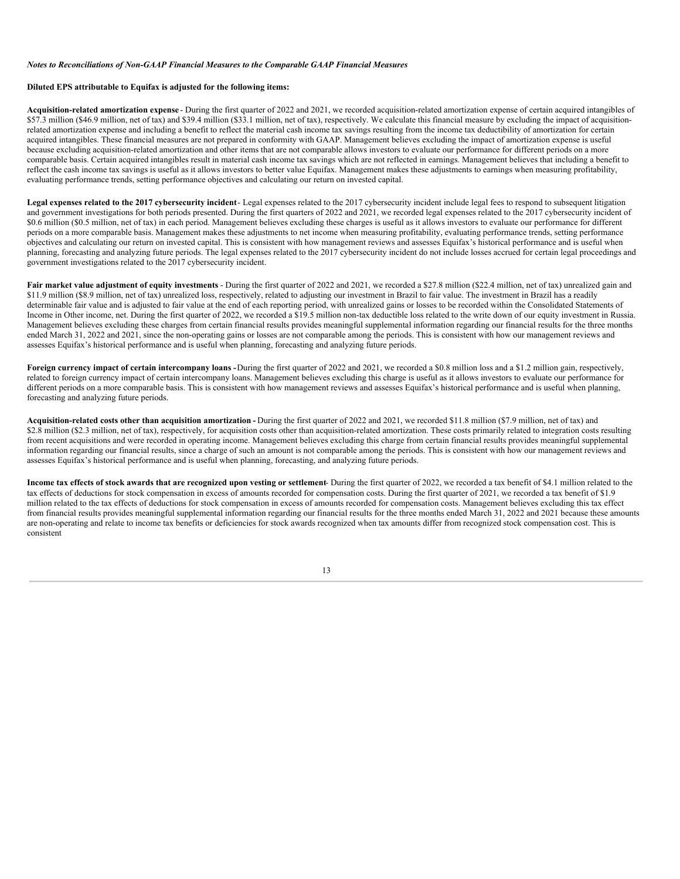*Notes to Reconciliations of Non-GAAP Financial Measures to the Comparable GAAP Financial Measures*

**Diluted EPS attributable to Equifax is adjusted for the following items:**

**Acquisition-related amortization expense** - During the first quarter of 2022 and 2021, we recorded acquisition-related amortization expense of certain acquired intangibles of $57.3 million ($46.9 million, net of tax) and $39.4 million ($33.1 million, net of tax), respectively. We calculate this financial measure by excluding the impact of acquisition-related amortization expense and including a benefit to reflect the material cash income tax savings resulting from the income tax deductibility of amortization for certain acquired intangibles. These financial measures are not prepared in conformity with GAAP. Management believes excluding the impact of amortization expense is useful because excluding acquisition-related amortization and other items that are not comparable allows investors to evaluate our performance for different periods on a more comparable basis. Certain acquired intangibles result in material cash income tax savings which are not reflected in earnings. Management believes that including a benefit to reflect the cash income tax savings is useful as it allows investors to better value Equifax. Management makes these adjustments to earnings when measuring profitability, evaluating performance trends, setting performance objectives and calculating our return on invested capital.

**Legal expenses related to the 2017 cybersecurity incident** - Legal expenses related to the 2017 cybersecurity incident include legal fees to respond to subsequent litigation and government investigations for both periods presented. During the first quarters of 2022 and 2021, we recorded legal expenses related to the 2017 cybersecurity incident of $0.6 million ($0.5 million, net of tax) in each period. Management believes excluding these charges is useful as it allows investors to evaluate our performance for different periods on a more comparable basis. Management makes these adjustments to net income when measuring profitability, evaluating performance trends, setting performance objectives and calculating our return on invested capital. This is consistent with how management reviews and assesses Equifax's historical performance and is useful when planning, forecasting and analyzing future periods. The legal expenses related to the 2017 cybersecurity incident do not include losses accrued for certain legal proceedings and government investigations related to the 2017 cybersecurity incident.

**Fair market value adjustment of equity investments** - During the first quarter of 2022 and 2021, we recorded a $27.8 million ($22.4 million, net of tax) unrealized gain and $11.9 million ($8.9 million, net of tax) unrealized loss, respectively, related to adjusting our investment in Brazil to fair value. The investment in Brazil has a readily determinable fair value and is adjusted to fair value at the end of each reporting period, with unrealized gains or losses to be recorded within the Consolidated Statements of Income in Other income, net. During the first quarter of 2022, we recorded a $19.5 million non-tax deductible loss related to the write down of our equity investment in Russia. Management believes excluding these charges from certain financial results provides meaningful supplemental information regarding our financial results for the three months ended March 31, 2022 and 2021, since the non-operating gains or losses are not comparable among the periods. This is consistent with how our management reviews and assesses Equifax's historical performance and is useful when planning, forecasting and analyzing future periods.

**Foreign currency impact of certain intercompany loans** - During the first quarter of 2022 and 2021, we recorded a $0.8 million loss and a $1.2 million gain, respectively, related to foreign currency impact of certain intercompany loans. Management believes excluding this charge is useful as it allows investors to evaluate our performance for different periods on a more comparable basis. This is consistent with how management reviews and assesses Equifax's historical performance and is useful when planning, forecasting and analyzing future periods.

**Acquisition-related costs other than acquisition amortization** - During the first quarter of 2022 and 2021, we recorded $11.8 million ($7.9 million, net of tax) and $2.8 million ($2.3 million, net of tax), respectively, for acquisition costs other than acquisition-related amortization. These costs primarily related to integration costs resulting from recent acquisitions and were recorded in operating income. Management believes excluding this charge from certain financial results provides meaningful supplemental information regarding our financial results, since a charge of such an amount is not comparable among the periods. This is consistent with how our management reviews and assesses Equifax's historical performance and is useful when planning, forecasting, and analyzing future periods.

**Income tax effects of stock awards that are recognized upon vesting or settlement** - During the first quarter of 2022, we recorded a tax benefit of $4.1 million related to the tax effects of deductions for stock compensation in excess of amounts recorded for compensation costs. During the first quarter of 2021, we recorded a tax benefit of $1.9 million related to the tax effects of deductions for stock compensation in excess of amounts recorded for compensation costs. Management believes excluding this tax effect from financial results provides meaningful supplemental information regarding our financial results for the three months ended March 31, 2022 and 2021 because these amounts are non-operating and relate to income tax benefits or deficiencies for stock awards recognized when tax amounts differ from recognized stock compensation cost. This is consistent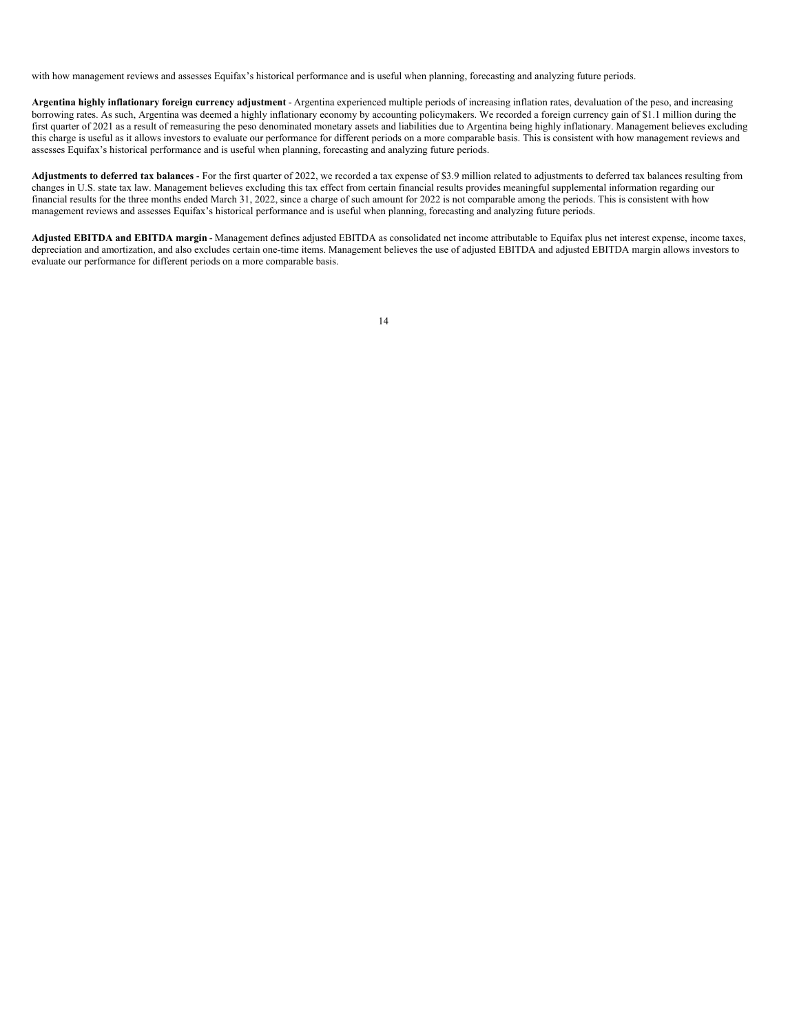with how management reviews and assesses Equifax's historical performance and is useful when planning, forecasting and analyzing future periods.

**Argentina highly inflationary foreign currency adjustment** - Argentina experienced multiple periods of increasing inflation rates, devaluation of the peso, and increasing borrowing rates. As such, Argentina was deemed a highly inflationary economy by accounting policymakers. We recorded a foreign currency gain of $1.1 million during the first quarter of 2021 as a result of remeasuring the peso denominated monetary assets and liabilities due to Argentina being highly inflationary. Management believes excluding this charge is useful as it allows investors to evaluate our performance for different periods on a more comparable basis. This is consistent with how management reviews and assesses Equifax's historical performance and is useful when planning, forecasting and analyzing future periods.

**Adjustments to deferred tax balances** - For the first quarter of 2022, we recorded a tax expense of $3.9 million related to adjustments to deferred tax balances resulting from changes in U.S. state tax law. Management believes excluding this tax effect from certain financial results provides meaningful supplemental information regarding our financial results for the three months ended March 31, 2022, since a charge of such amount for 2022 is not comparable among the periods. This is consistent with how management reviews and assesses Equifax's historical performance and is useful when planning, forecasting and analyzing future periods.

**Adjusted EBITDA and EBITDA margin** - Management defines adjusted EBITDA as consolidated net income attributable to Equifax plus net interest expense, income taxes, depreciation and amortization, and also excludes certain one-time items. Management believes the use of adjusted EBITDA and adjusted EBITDA margin allows investors to evaluate our performance for different periods on a more comparable basis.